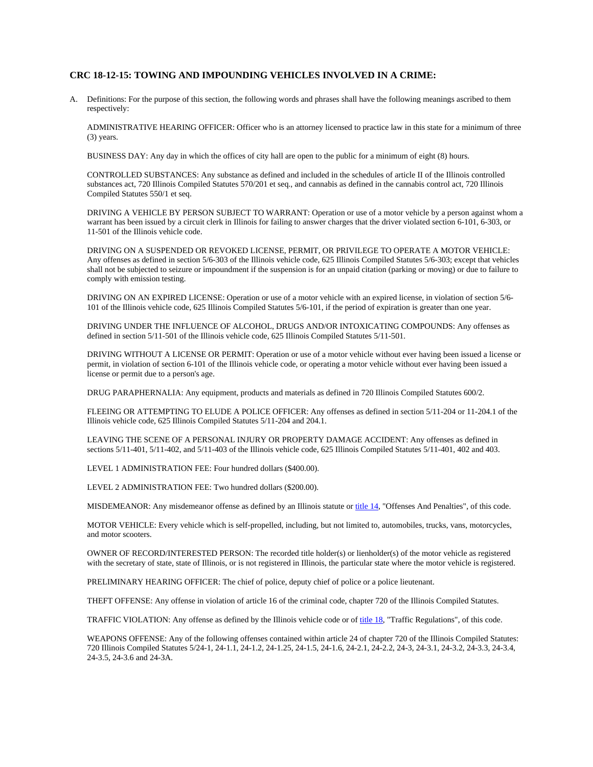### CRC 18-12-15: TOWING AND IMPOUNDING VEHICLES INVOLVED IN A CRIME:

A. Definitions: For the purpose of this section, the following words and phrases shall have the following meanings ascribed to them respectively:

ADMINISTRATIVE HEARING OFFICER: Officer who is an attorney licensed to practice law in this state for a minimum of three (3) years.

BUSINESS DAY: Any day in which the offices of city hall are open to the public for a minimum of eight (8) hours.

CONTROLLED SUBSTANCES: Any substance as defined and included in the schedules of article II of the Illinois controlled substances act, 720 Illinois Compiled Statutes 570/201 et seq., and cannabis as defined in the cannabis control act, 720 Illinois Compiled Statutes 550/1 et seq.

DRIVING A VEHICLE BY PERSON SUBJECT TO WARRANT: Operation or use of a motor vehicle by a person against whom a warrant has been issued by a circuit clerk in Illinois for failing to answer charges that the driver violated section 6-101, 6-303, or 11-501 of the Illinois vehicle code.

DRIVING ON A SUSPENDED OR REVOKED LICENSE, PERMIT, OR PRIVILEGE TO OPERATE A MOTOR VEHICLE: Any offenses as defined in section 5/6-303 of the Illinois vehicle code, 625 Illinois Compiled Statutes 5/6-303; except that vehicles shall not be subjected to seizure or impoundment if the suspension is for an unpaid citation (parking or moving) or due to failure to comply with emission testing.

DRIVING ON AN EXPIRED LICENSE: Operation or use of a motor vehicle with an expired license, in violation of section 5/6-101 of the Illinois vehicle code, 625 Illinois Compiled Statutes 5/6-101, if the period of expiration is greater than one year.

DRIVING UNDER THE INFLUENCE OF ALCOHOL, DRUGS AND/OR INTOXICATING COMPOUNDS: Any offenses as defined in section 5/11-501 of the Illinois vehicle code, 625 Illinois Compiled Statutes 5/11-501.

DRIVING WITHOUT A LICENSE OR PERMIT: Operation or use of a motor vehicle without ever having been issued a license or permit, in violation of section 6-101 of the Illinois vehicle code, or operating a motor vehicle without ever having been issued a license or permit due to a person's age.

DRUG PARAPHERNALIA: Any equipment, products and materials as defined in 720 Illinois Compiled Statutes 600/2.

FLEEING OR ATTEMPTING TO ELUDE A POLICE OFFICER: Any offenses as defined in section 5/11-204 or 11-204.1 of the Illinois vehicle code, 625 Illinois Compiled Statutes 5/11-204 and 204.1.

LEAVING THE SCENE OF A PERSONAL INJURY OR PROPERTY DAMAGE ACCIDENT: Any offenses as defined in sections 5/11-401, 5/11-402, and 5/11-403 of the Illinois vehicle code, 625 Illinois Compiled Statutes 5/11-401, 402 and 403.

LEVEL 1 ADMINISTRATION FEE: Four hundred dollars ($400.00).

LEVEL 2 ADMINISTRATION FEE: Two hundred dollars ($200.00).

MISDEMEANOR: Any misdemeanor offense as defined by an Illinois statute or title 14, "Offenses And Penalties", of this code.

MOTOR VEHICLE: Every vehicle which is self-propelled, including, but not limited to, automobiles, trucks, vans, motorcycles, and motor scooters.

OWNER OF RECORD/INTERESTED PERSON: The recorded title holder(s) or lienholder(s) of the motor vehicle as registered with the secretary of state, state of Illinois, or is not registered in Illinois, the particular state where the motor vehicle is registered.

PRELIMINARY HEARING OFFICER: The chief of police, deputy chief of police or a police lieutenant.

THEFT OFFENSE: Any offense in violation of article 16 of the criminal code, chapter 720 of the Illinois Compiled Statutes.

TRAFFIC VIOLATION: Any offense as defined by the Illinois vehicle code or of title 18, "Traffic Regulations", of this code.

WEAPONS OFFENSE: Any of the following offenses contained within article 24 of chapter 720 of the Illinois Compiled Statutes: 720 Illinois Compiled Statutes 5/24-1, 24-1.1, 24-1.2, 24-1.25, 24-1.5, 24-1.6, 24-2.1, 24-2.2, 24-3, 24-3.1, 24-3.2, 24-3.3, 24-3.4, 24-3.5, 24-3.6 and 24-3A.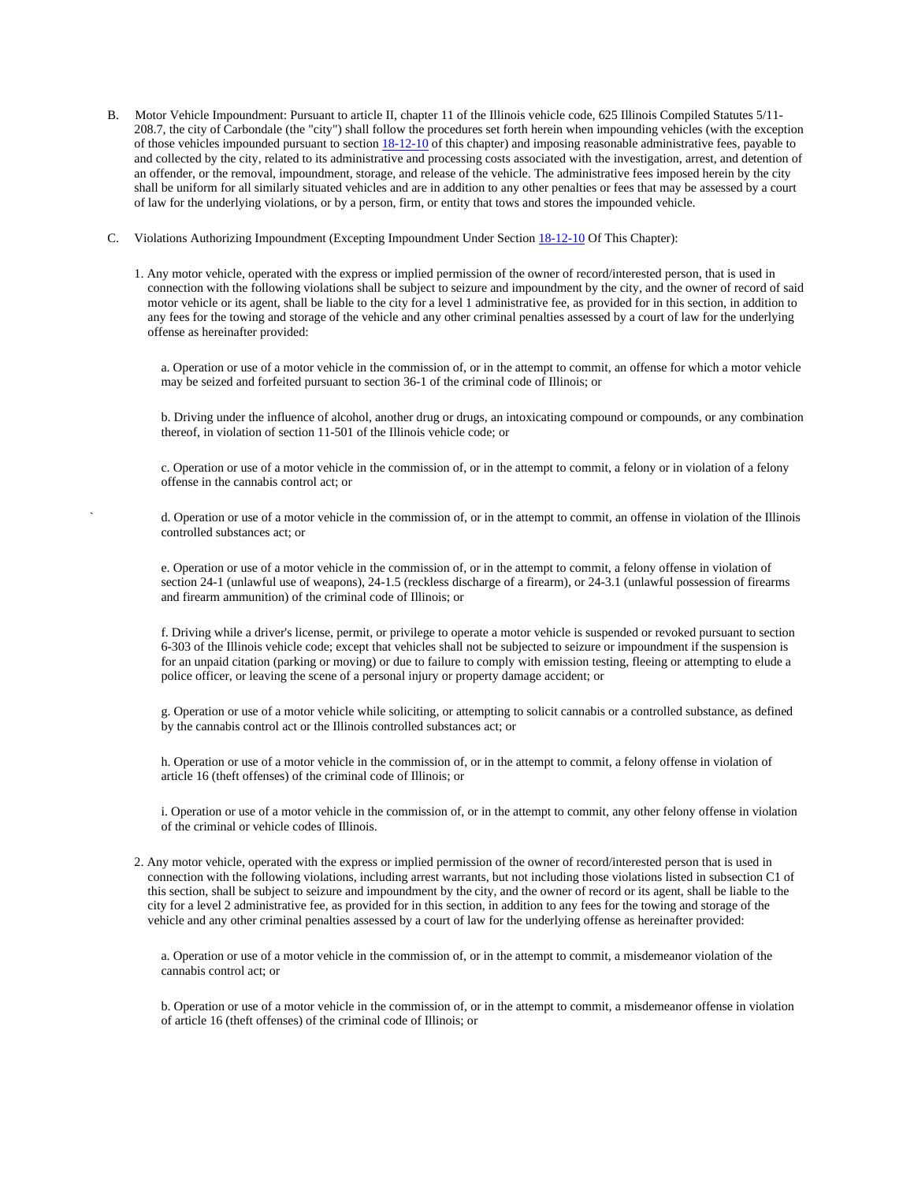B. Motor Vehicle Impoundment: Pursuant to article II, chapter 11 of the Illinois vehicle code, 625 Illinois Compiled Statutes 5/11-208.7, the city of Carbondale (the "city") shall follow the procedures set forth herein when impounding vehicles (with the exception of those vehicles impounded pursuant to section 18-12-10 of this chapter) and imposing reasonable administrative fees, payable to and collected by the city, related to its administrative and processing costs associated with the investigation, arrest, and detention of an offender, or the removal, impoundment, storage, and release of the vehicle. The administrative fees imposed herein by the city shall be uniform for all similarly situated vehicles and are in addition to any other penalties or fees that may be assessed by a court of law for the underlying violations, or by a person, firm, or entity that tows and stores the impounded vehicle.

C. Violations Authorizing Impoundment (Excepting Impoundment Under Section 18-12-10 Of This Chapter):

1. Any motor vehicle, operated with the express or implied permission of the owner of record/interested person, that is used in connection with the following violations shall be subject to seizure and impoundment by the city, and the owner of record of said motor vehicle or its agent, shall be liable to the city for a level 1 administrative fee, as provided for in this section, in addition to any fees for the towing and storage of the vehicle and any other criminal penalties assessed by a court of law for the underlying offense as hereinafter provided:

   a. Operation or use of a motor vehicle in the commission of, or in the attempt to commit, an offense for which a motor vehicle may be seized and forfeited pursuant to section 36-1 of the criminal code of Illinois; or

   b. Driving under the influence of alcohol, another drug or drugs, an intoxicating compound or compounds, or any combination thereof, in violation of section 11-501 of the Illinois vehicle code; or

   c. Operation or use of a motor vehicle in the commission of, or in the attempt to commit, a felony or in violation of a felony offense in the cannabis control act; or

   d. Operation or use of a motor vehicle in the commission of, or in the attempt to commit, an offense in violation of the Illinois controlled substances act; or

   e. Operation or use of a motor vehicle in the commission of, or in the attempt to commit, a felony offense in violation of section 24-1 (unlawful use of weapons), 24-1.5 (reckless discharge of a firearm), or 24-3.1 (unlawful possession of firearms and firearm ammunition) of the criminal code of Illinois; or

   f. Driving while a driver's license, permit, or privilege to operate a motor vehicle is suspended or revoked pursuant to section 6-303 of the Illinois vehicle code; except that vehicles shall not be subjected to seizure or impoundment if the suspension is for an unpaid citation (parking or moving) or due to failure to comply with emission testing, fleeing or attempting to elude a police officer, or leaving the scene of a personal injury or property damage accident; or

   g. Operation or use of a motor vehicle while soliciting, or attempting to solicit cannabis or a controlled substance, as defined by the cannabis control act or the Illinois controlled substances act; or

   h. Operation or use of a motor vehicle in the commission of, or in the attempt to commit, a felony offense in violation of article 16 (theft offenses) of the criminal code of Illinois; or

   i. Operation or use of a motor vehicle in the commission of, or in the attempt to commit, any other felony offense in violation of the criminal or vehicle codes of Illinois.

2. Any motor vehicle, operated with the express or implied permission of the owner of record/interested person that is used in connection with the following violations, including arrest warrants, but not including those violations listed in subsection C1 of this section, shall be subject to seizure and impoundment by the city, and the owner of record or its agent, shall be liable to the city for a level 2 administrative fee, as provided for in this section, in addition to any fees for the towing and storage of the vehicle and any other criminal penalties assessed by a court of law for the underlying offense as hereinafter provided:

   a. Operation or use of a motor vehicle in the commission of, or in the attempt to commit, a misdemeanor violation of the cannabis control act; or

   b. Operation or use of a motor vehicle in the commission of, or in the attempt to commit, a misdemeanor offense in violation of article 16 (theft offenses) of the criminal code of Illinois; or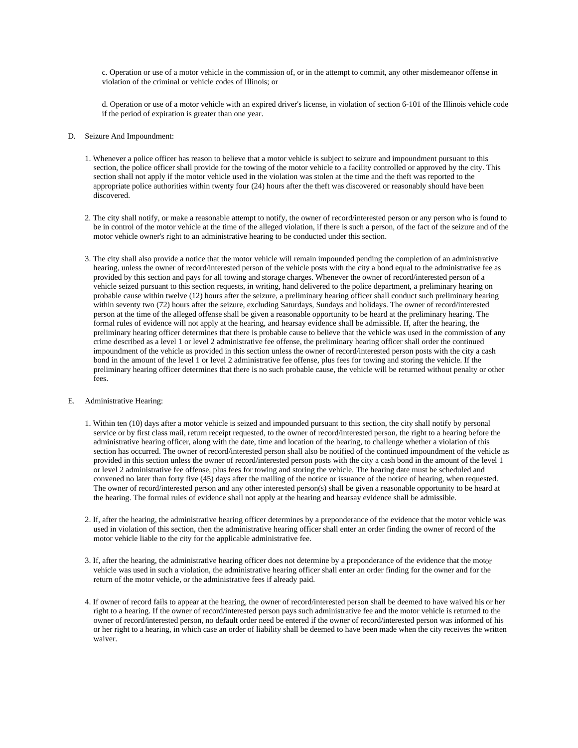c. Operation or use of a motor vehicle in the commission of, or in the attempt to commit, any other misdemeanor offense in violation of the criminal or vehicle codes of Illinois; or

d. Operation or use of a motor vehicle with an expired driver's license, in violation of section 6-101 of the Illinois vehicle code if the period of expiration is greater than one year.

D. Seizure And Impoundment:

1. Whenever a police officer has reason to believe that a motor vehicle is subject to seizure and impoundment pursuant to this section, the police officer shall provide for the towing of the motor vehicle to a facility controlled or approved by the city. This section shall not apply if the motor vehicle used in the violation was stolen at the time and the theft was reported to the appropriate police authorities within twenty four (24) hours after the theft was discovered or reasonably should have been discovered.

2. The city shall notify, or make a reasonable attempt to notify, the owner of record/interested person or any person who is found to be in control of the motor vehicle at the time of the alleged violation, if there is such a person, of the fact of the seizure and of the motor vehicle owner's right to an administrative hearing to be conducted under this section.

3. The city shall also provide a notice that the motor vehicle will remain impounded pending the completion of an administrative hearing, unless the owner of record/interested person of the vehicle posts with the city a bond equal to the administrative fee as provided by this section and pays for all towing and storage charges. Whenever the owner of record/interested person of a vehicle seized pursuant to this section requests, in writing, hand delivered to the police department, a preliminary hearing on probable cause within twelve (12) hours after the seizure, a preliminary hearing officer shall conduct such preliminary hearing within seventy two (72) hours after the seizure, excluding Saturdays, Sundays and holidays. The owner of record/interested person at the time of the alleged offense shall be given a reasonable opportunity to be heard at the preliminary hearing. The formal rules of evidence will not apply at the hearing, and hearsay evidence shall be admissible. If, after the hearing, the preliminary hearing officer determines that there is probable cause to believe that the vehicle was used in the commission of any crime described as a level 1 or level 2 administrative fee offense, the preliminary hearing officer shall order the continued impoundment of the vehicle as provided in this section unless the owner of record/interested person posts with the city a cash bond in the amount of the level 1 or level 2 administrative fee offense, plus fees for towing and storing the vehicle. If the preliminary hearing officer determines that there is no such probable cause, the vehicle will be returned without penalty or other fees.

E. Administrative Hearing:

1. Within ten (10) days after a motor vehicle is seized and impounded pursuant to this section, the city shall notify by personal service or by first class mail, return receipt requested, to the owner of record/interested person, the right to a hearing before the administrative hearing officer, along with the date, time and location of the hearing, to challenge whether a violation of this section has occurred. The owner of record/interested person shall also be notified of the continued impoundment of the vehicle as provided in this section unless the owner of record/interested person posts with the city a cash bond in the amount of the level 1 or level 2 administrative fee offense, plus fees for towing and storing the vehicle. The hearing date must be scheduled and convened no later than forty five (45) days after the mailing of the notice or issuance of the notice of hearing, when requested. The owner of record/interested person and any other interested person(s) shall be given a reasonable opportunity to be heard at the hearing. The formal rules of evidence shall not apply at the hearing and hearsay evidence shall be admissible.

2. If, after the hearing, the administrative hearing officer determines by a preponderance of the evidence that the motor vehicle was used in violation of this section, then the administrative hearing officer shall enter an order finding the owner of record of the motor vehicle liable to the city for the applicable administrative fee.

3. If, after the hearing, the administrative hearing officer does not determine by a preponderance of the evidence that the motor vehicle was used in such a violation, the administrative hearing officer shall enter an order finding for the owner and for the return of the motor vehicle, or the administrative fees if already paid.

4. If owner of record fails to appear at the hearing, the owner of record/interested person shall be deemed to have waived his or her right to a hearing. If the owner of record/interested person pays such administrative fee and the motor vehicle is returned to the owner of record/interested person, no default order need be entered if the owner of record/interested person was informed of his or her right to a hearing, in which case an order of liability shall be deemed to have been made when the city receives the written waiver.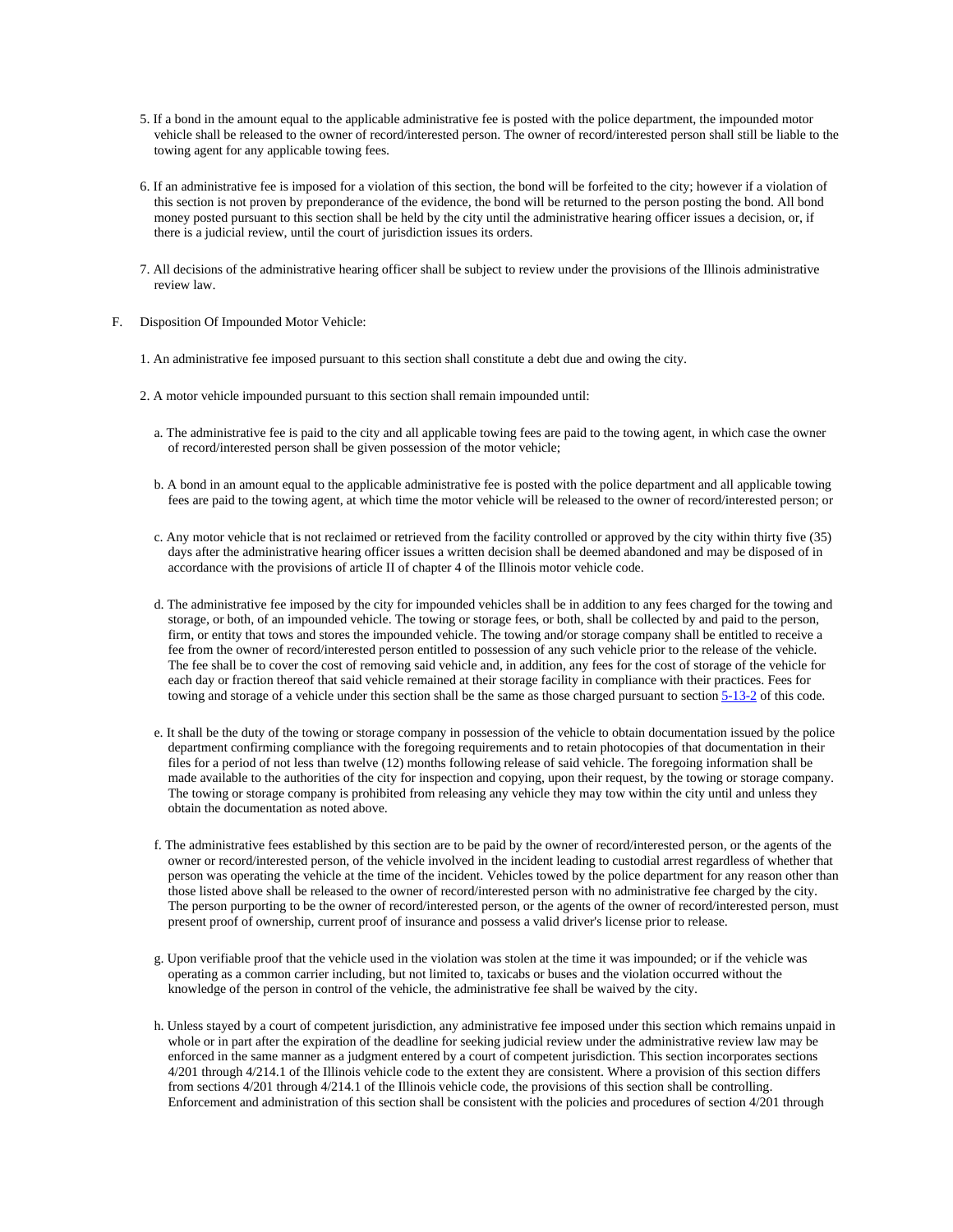5. If a bond in the amount equal to the applicable administrative fee is posted with the police department, the impounded motor vehicle shall be released to the owner of record/interested person. The owner of record/interested person shall still be liable to the towing agent for any applicable towing fees.

6. If an administrative fee is imposed for a violation of this section, the bond will be forfeited to the city; however if a violation of this section is not proven by preponderance of the evidence, the bond will be returned to the person posting the bond. All bond money posted pursuant to this section shall be held by the city until the administrative hearing officer issues a decision, or, if there is a judicial review, until the court of jurisdiction issues its orders.

7. All decisions of the administrative hearing officer shall be subject to review under the provisions of the Illinois administrative review law.

F. Disposition Of Impounded Motor Vehicle:

1. An administrative fee imposed pursuant to this section shall constitute a debt due and owing the city.

2. A motor vehicle impounded pursuant to this section shall remain impounded until:

a. The administrative fee is paid to the city and all applicable towing fees are paid to the towing agent, in which case the owner of record/interested person shall be given possession of the motor vehicle;

b. A bond in an amount equal to the applicable administrative fee is posted with the police department and all applicable towing fees are paid to the towing agent, at which time the motor vehicle will be released to the owner of record/interested person; or

c. Any motor vehicle that is not reclaimed or retrieved from the facility controlled or approved by the city within thirty five (35) days after the administrative hearing officer issues a written decision shall be deemed abandoned and may be disposed of in accordance with the provisions of article II of chapter 4 of the Illinois motor vehicle code.

d. The administrative fee imposed by the city for impounded vehicles shall be in addition to any fees charged for the towing and storage, or both, of an impounded vehicle. The towing or storage fees, or both, shall be collected by and paid to the person, firm, or entity that tows and stores the impounded vehicle. The towing and/or storage company shall be entitled to receive a fee from the owner of record/interested person entitled to possession of any such vehicle prior to the release of the vehicle. The fee shall be to cover the cost of removing said vehicle and, in addition, any fees for the cost of storage of the vehicle for each day or fraction thereof that said vehicle remained at their storage facility in compliance with their practices. Fees for towing and storage of a vehicle under this section shall be the same as those charged pursuant to section 5-13-2 of this code.

e. It shall be the duty of the towing or storage company in possession of the vehicle to obtain documentation issued by the police department confirming compliance with the foregoing requirements and to retain photocopies of that documentation in their files for a period of not less than twelve (12) months following release of said vehicle. The foregoing information shall be made available to the authorities of the city for inspection and copying, upon their request, by the towing or storage company. The towing or storage company is prohibited from releasing any vehicle they may tow within the city until and unless they obtain the documentation as noted above.

f. The administrative fees established by this section are to be paid by the owner of record/interested person, or the agents of the owner or record/interested person, of the vehicle involved in the incident leading to custodial arrest regardless of whether that person was operating the vehicle at the time of the incident. Vehicles towed by the police department for any reason other than those listed above shall be released to the owner of record/interested person with no administrative fee charged by the city. The person purporting to be the owner of record/interested person, or the agents of the owner of record/interested person, must present proof of ownership, current proof of insurance and possess a valid driver's license prior to release.

g. Upon verifiable proof that the vehicle used in the violation was stolen at the time it was impounded; or if the vehicle was operating as a common carrier including, but not limited to, taxicabs or buses and the violation occurred without the knowledge of the person in control of the vehicle, the administrative fee shall be waived by the city.

h. Unless stayed by a court of competent jurisdiction, any administrative fee imposed under this section which remains unpaid in whole or in part after the expiration of the deadline for seeking judicial review under the administrative review law may be enforced in the same manner as a judgment entered by a court of competent jurisdiction. This section incorporates sections 4/201 through 4/214.1 of the Illinois vehicle code to the extent they are consistent. Where a provision of this section differs from sections 4/201 through 4/214.1 of the Illinois vehicle code, the provisions of this section shall be controlling. Enforcement and administration of this section shall be consistent with the policies and procedures of section 4/201 through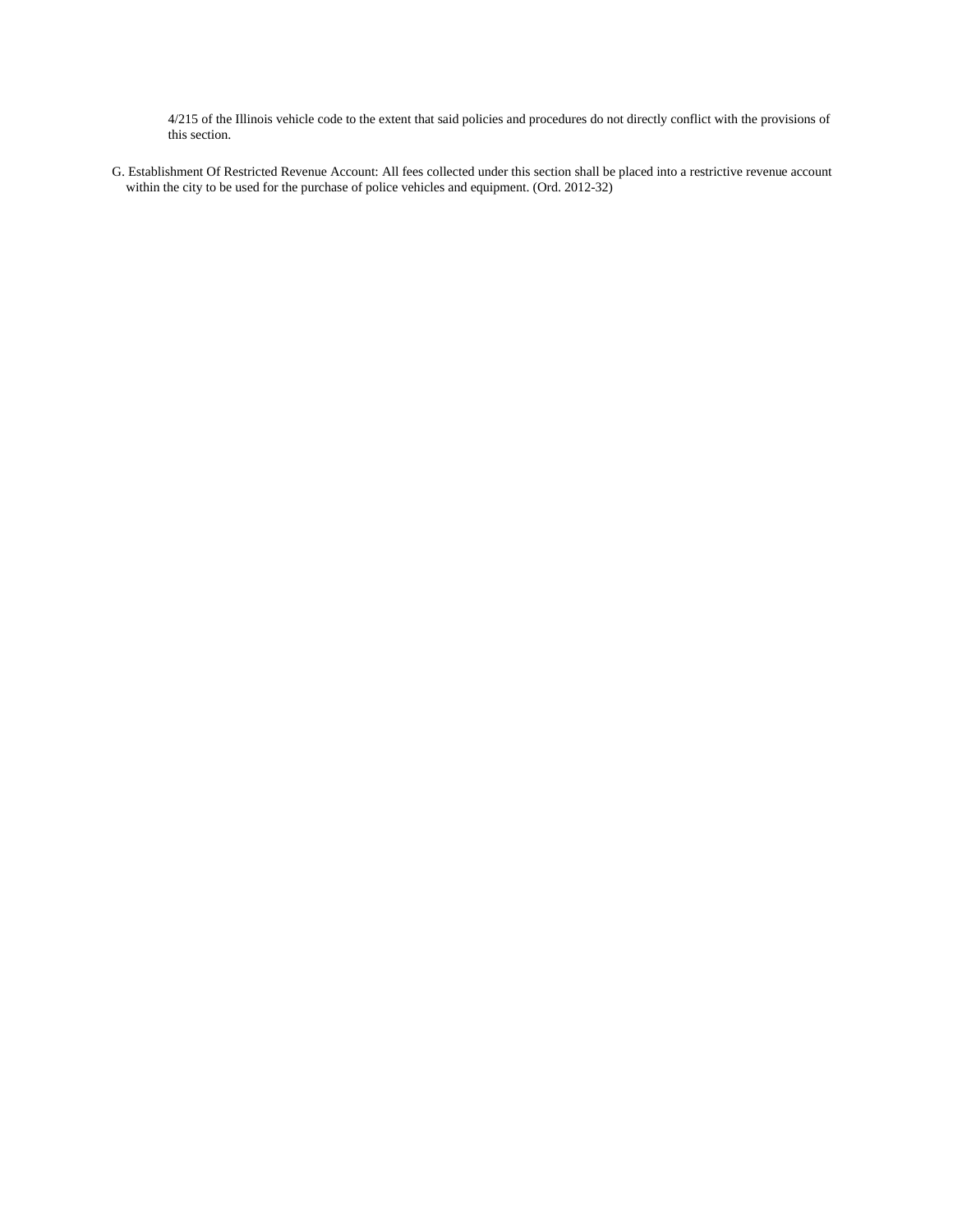4/215 of the Illinois vehicle code to the extent that said policies and procedures do not directly conflict with the provisions of this section.

G. Establishment Of Restricted Revenue Account: All fees collected under this section shall be placed into a restrictive revenue account within the city to be used for the purchase of police vehicles and equipment. (Ord. 2012-32)